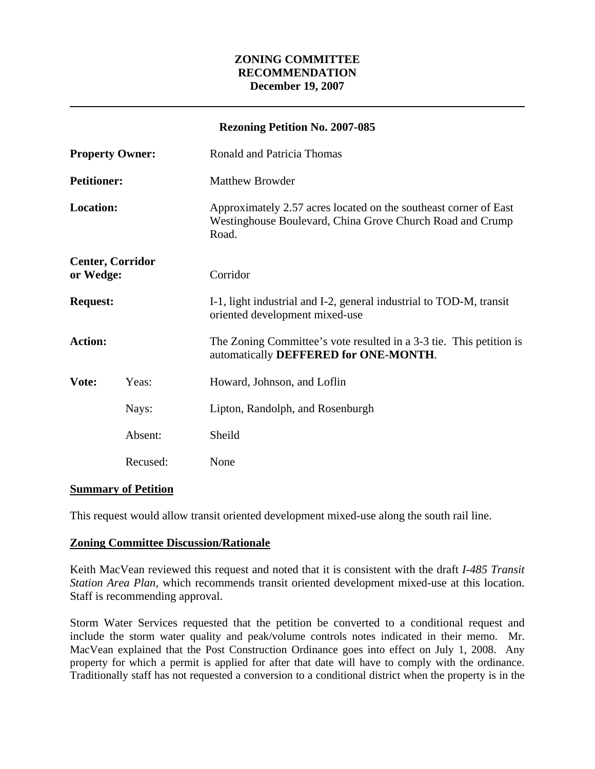**ZONING COMMITTEE RECOMMENDATION December 19, 2007**

---

**Rezoning Petition No. 2007-085**

**Property Owner:** Ronald and Patricia Thomas

**Petitioner:** Matthew Browder

**Location:** Approximately 2.57 acres located on the southeast corner of East Westinghouse Boulevard, China Grove Church Road and Crump Road.

**Center, Corridor or Wedge:** Corridor

**Request:** I-1, light industrial and I-2, general industrial to TOD-M, transit oriented development mixed-use

**Action:** The Zoning Committee's vote resulted in a 3-3 tie. This petition is automatically **DEFFERED for ONE-MONTH**.

| **Vote:** | Yeas: | Howard, Johnson, and Loflin |
|---|---|---|
| | Nays: | Lipton, Randolph, and Rosenburgh |
| | Absent: | Sheild |
| | Recused: | None |

**Summary of Petition**

This request would allow transit oriented development mixed-use along the south rail line.

**Zoning Committee Discussion/Rationale**

Keith MacVean reviewed this request and noted that it is consistent with the draft *I-485 Transit Station Area Plan,* which recommends transit oriented development mixed-use at this location. Staff is recommending approval.

Storm Water Services requested that the petition be converted to a conditional request and include the storm water quality and peak/volume controls notes indicated in their memo. Mr. MacVean explained that the Post Construction Ordinance goes into effect on July 1, 2008. Any property for which a permit is applied for after that date will have to comply with the ordinance. Traditionally staff has not requested a conversion to a conditional district when the property is in the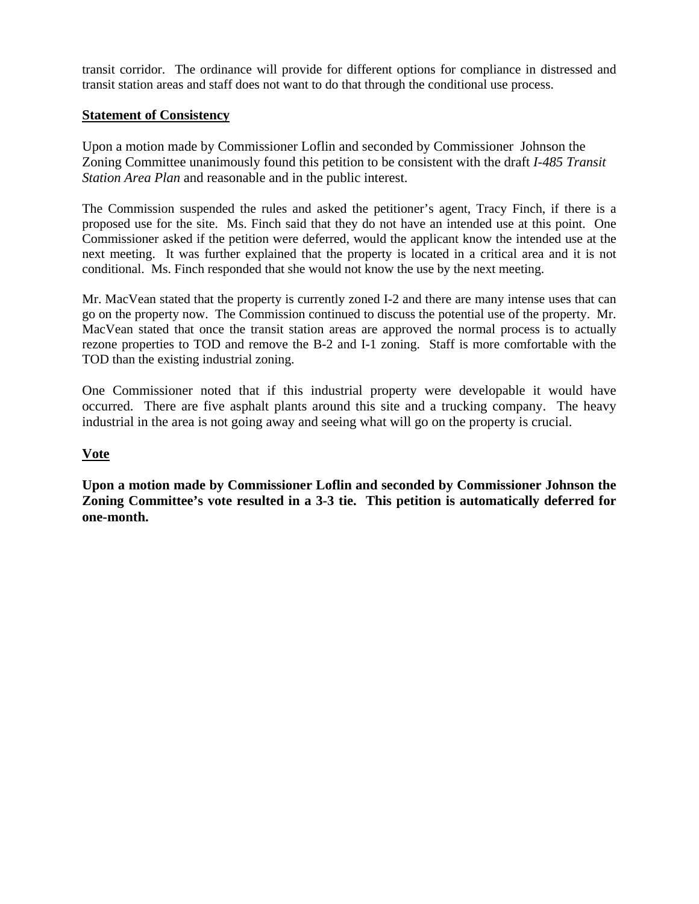transit corridor. The ordinance will provide for different options for compliance in distressed and transit station areas and staff does not want to do that through the conditional use process.

**Statement of Consistency**

Upon a motion made by Commissioner Loflin and seconded by Commissioner Johnson the Zoning Committee unanimously found this petition to be consistent with the draft *I-485 Transit Station Area Plan* and reasonable and in the public interest.

The Commission suspended the rules and asked the petitioner's agent, Tracy Finch, if there is a proposed use for the site. Ms. Finch said that they do not have an intended use at this point. One Commissioner asked if the petition were deferred, would the applicant know the intended use at the next meeting. It was further explained that the property is located in a critical area and it is not conditional. Ms. Finch responded that she would not know the use by the next meeting.

Mr. MacVean stated that the property is currently zoned I-2 and there are many intense uses that can go on the property now. The Commission continued to discuss the potential use of the property. Mr. MacVean stated that once the transit station areas are approved the normal process is to actually rezone properties to TOD and remove the B-2 and I-1 zoning. Staff is more comfortable with the TOD than the existing industrial zoning.

One Commissioner noted that if this industrial property were developable it would have occurred. There are five asphalt plants around this site and a trucking company. The heavy industrial in the area is not going away and seeing what will go on the property is crucial.

**Vote**

**Upon a motion made by Commissioner Loflin and seconded by Commissioner Johnson the Zoning Committee's vote resulted in a 3-3 tie. This petition is automatically deferred for one-month.**